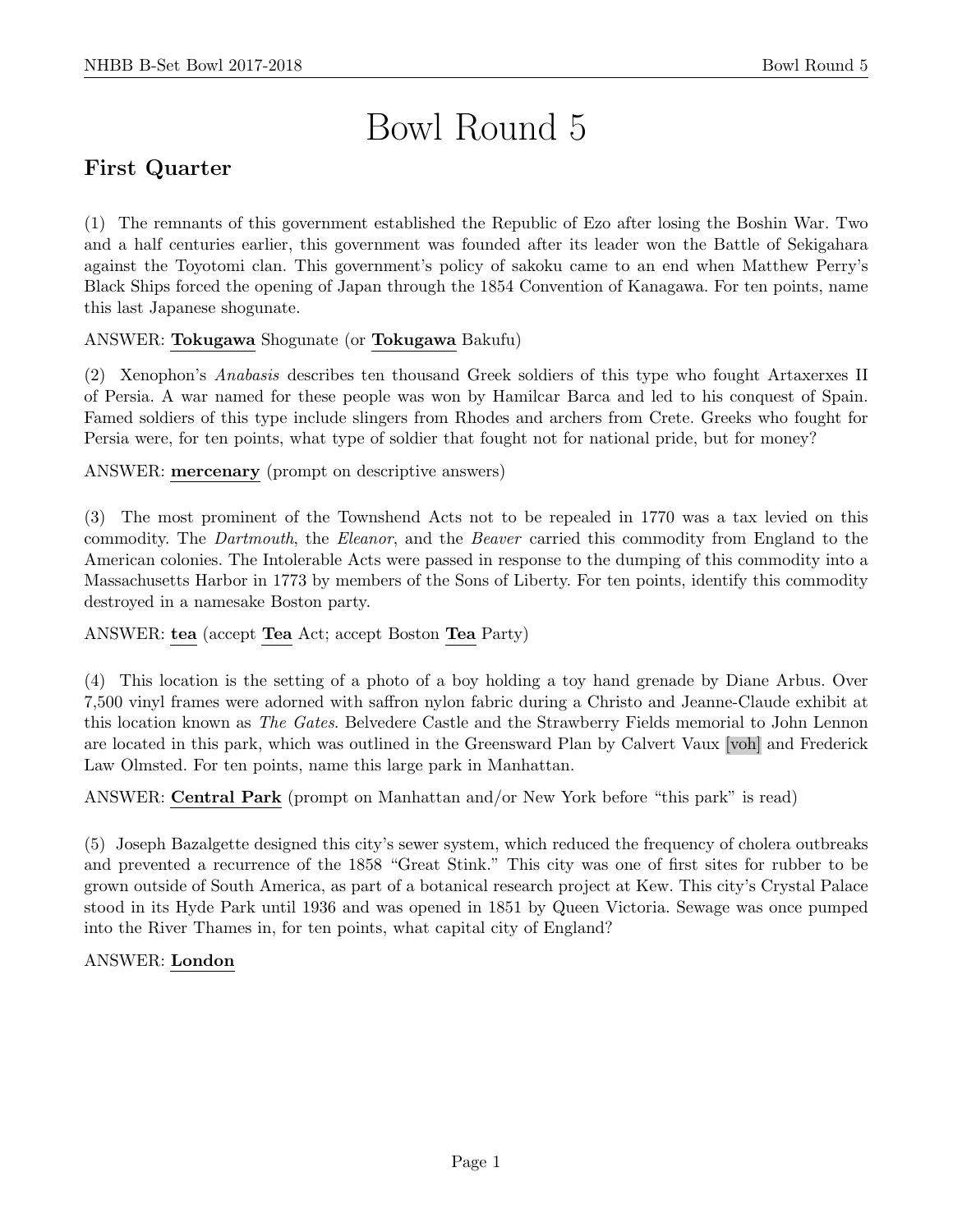# Bowl Round 5

## First Quarter

(1) The remnants of this government established the Republic of Ezo after losing the Boshin War. Two and a half centuries earlier, this government was founded after its leader won the Battle of Sekigahara against the Toyotomi clan. This government's policy of sakoku came to an end when Matthew Perry's Black Ships forced the opening of Japan through the 1854 Convention of Kanagawa. For ten points, name this last Japanese shogunate.

ANSWER: **Tokugawa** Shogunate (or **Tokugawa** Bakufu)

(2) Xenophon's *Anabasis* describes ten thousand Greek soldiers of this type who fought Artaxerxes II of Persia. A war named for these people was won by Hamilcar Barca and led to his conquest of Spain. Famed soldiers of this type include slingers from Rhodes and archers from Crete. Greeks who fought for Persia were, for ten points, what type of soldier that fought not for national pride, but for money?

ANSWER: **mercenary** (prompt on descriptive answers)

(3) The most prominent of the Townshend Acts not to be repealed in 1770 was a tax levied on this commodity. The *Dartmouth*, the *Eleanor*, and the *Beaver* carried this commodity from England to the American colonies. The Intolerable Acts were passed in response to the dumping of this commodity into a Massachusetts Harbor in 1773 by members of the Sons of Liberty. For ten points, identify this commodity destroyed in a namesake Boston party.

ANSWER: **tea** (accept **Tea** Act; accept Boston **Tea** Party)

(4) This location is the setting of a photo of a boy holding a toy hand grenade by Diane Arbus. Over 7,500 vinyl frames were adorned with saffron nylon fabric during a Christo and Jeanne-Claude exhibit at this location known as *The Gates*. Belvedere Castle and the Strawberry Fields memorial to John Lennon are located in this park, which was outlined in the Greensward Plan by Calvert Vaux [voh] and Frederick Law Olmsted. For ten points, name this large park in Manhattan.

ANSWER: **Central Park** (prompt on Manhattan and/or New York before "this park" is read)

(5) Joseph Bazalgette designed this city's sewer system, which reduced the frequency of cholera outbreaks and prevented a recurrence of the 1858 "Great Stink." This city was one of first sites for rubber to be grown outside of South America, as part of a botanical research project at Kew. This city's Crystal Palace stood in its Hyde Park until 1936 and was opened in 1851 by Queen Victoria. Sewage was once pumped into the River Thames in, for ten points, what capital city of England?

ANSWER: **London**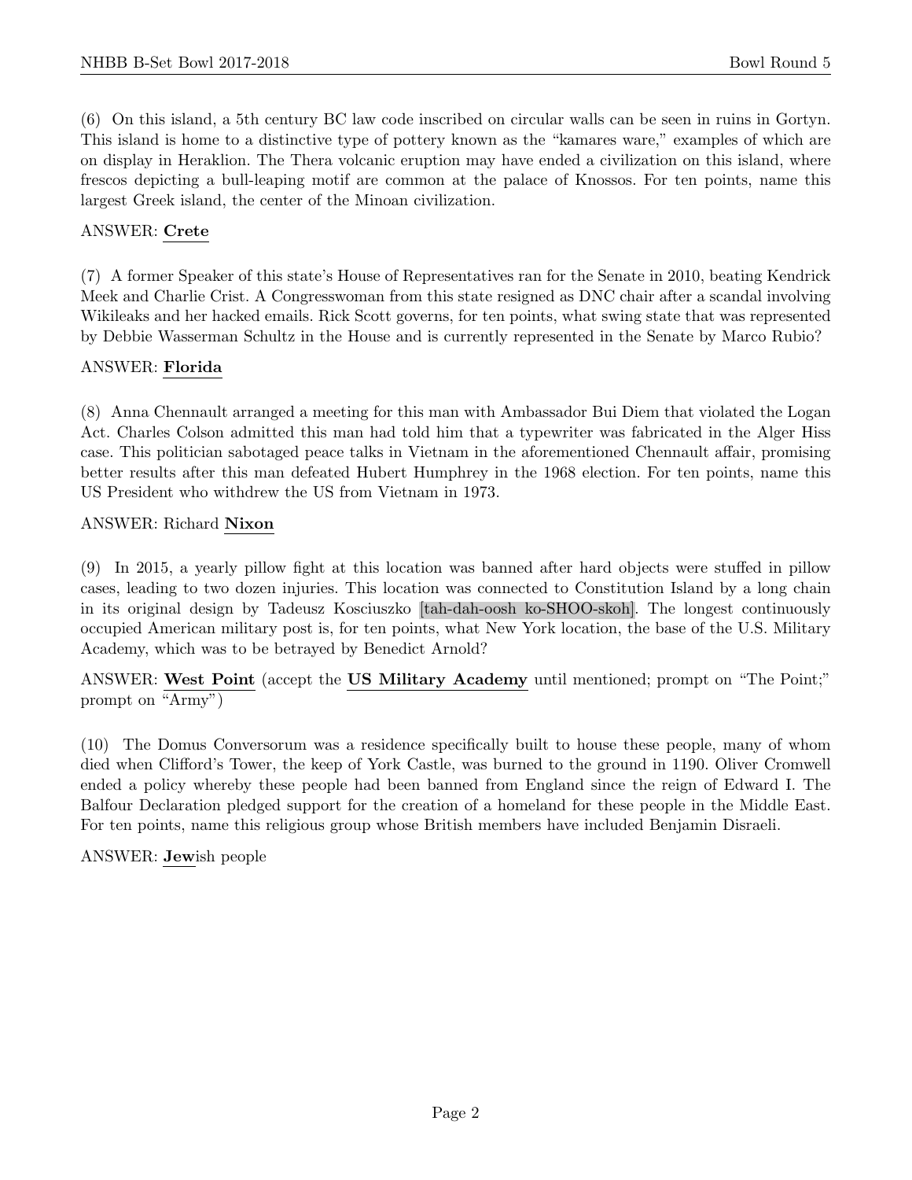(6) On this island, a 5th century BC law code inscribed on circular walls can be seen in ruins in Gortyn. This island is home to a distinctive type of pottery known as the "kamares ware," examples of which are on display in Heraklion. The Thera volcanic eruption may have ended a civilization on this island, where frescos depicting a bull-leaping motif are common at the palace of Knossos. For ten points, name this largest Greek island, the center of the Minoan civilization.

ANSWER: **Crete**

(7) A former Speaker of this state's House of Representatives ran for the Senate in 2010, beating Kendrick Meek and Charlie Crist. A Congresswoman from this state resigned as DNC chair after a scandal involving Wikileaks and her hacked emails. Rick Scott governs, for ten points, what swing state that was represented by Debbie Wasserman Schultz in the House and is currently represented in the Senate by Marco Rubio?

ANSWER: **Florida**

(8) Anna Chennault arranged a meeting for this man with Ambassador Bui Diem that violated the Logan Act. Charles Colson admitted this man had told him that a typewriter was fabricated in the Alger Hiss case. This politician sabotaged peace talks in Vietnam in the aforementioned Chennault affair, promising better results after this man defeated Hubert Humphrey in the 1968 election. For ten points, name this US President who withdrew the US from Vietnam in 1973.

ANSWER: Richard **Nixon**

(9) In 2015, a yearly pillow fight at this location was banned after hard objects were stuffed in pillow cases, leading to two dozen injuries. This location was connected to Constitution Island by a long chain in its original design by Tadeusz Kosciuszko [tah-dah-oosh ko-SHOO-skoh]. The longest continuously occupied American military post is, for ten points, what New York location, the base of the U.S. Military Academy, which was to be betrayed by Benedict Arnold?

ANSWER: **West Point** (accept the **US Military Academy** until mentioned; prompt on "The Point;" prompt on "Army")

(10) The Domus Conversorum was a residence specifically built to house these people, many of whom died when Clifford's Tower, the keep of York Castle, was burned to the ground in 1190. Oliver Cromwell ended a policy whereby these people had been banned from England since the reign of Edward I. The Balfour Declaration pledged support for the creation of a homeland for these people in the Middle East. For ten points, name this religious group whose British members have included Benjamin Disraeli.

ANSWER: **Jew**ish people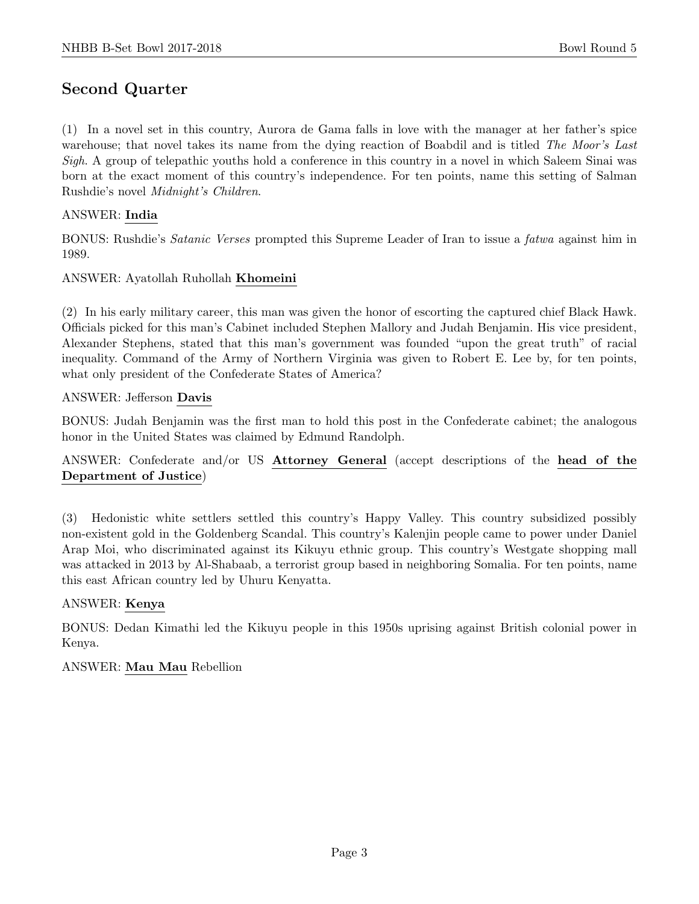## Second Quarter

(1) In a novel set in this country, Aurora de Gama falls in love with the manager at her father's spice warehouse; that novel takes its name from the dying reaction of Boabdil and is titled *The Moor's Last Sigh*. A group of telepathic youths hold a conference in this country in a novel in which Saleem Sinai was born at the exact moment of this country's independence. For ten points, name this setting of Salman Rushdie's novel *Midnight's Children*.

ANSWER: **India**

BONUS: Rushdie's *Satanic Verses* prompted this Supreme Leader of Iran to issue a *fatwa* against him in 1989.

ANSWER: Ayatollah Ruhollah **Khomeini**

(2) In his early military career, this man was given the honor of escorting the captured chief Black Hawk. Officials picked for this man's Cabinet included Stephen Mallory and Judah Benjamin. His vice president, Alexander Stephens, stated that this man's government was founded "upon the great truth" of racial inequality. Command of the Army of Northern Virginia was given to Robert E. Lee by, for ten points, what only president of the Confederate States of America?

ANSWER: Jefferson **Davis**

BONUS: Judah Benjamin was the first man to hold this post in the Confederate cabinet; the analogous honor in the United States was claimed by Edmund Randolph.

ANSWER: Confederate and/or US **Attorney General** (accept descriptions of the **head of the Department of Justice**)

(3) Hedonistic white settlers settled this country's Happy Valley. This country subsidized possibly non-existent gold in the Goldenberg Scandal. This country's Kalenjin people came to power under Daniel Arap Moi, who discriminated against its Kikuyu ethnic group. This country's Westgate shopping mall was attacked in 2013 by Al-Shabaab, a terrorist group based in neighboring Somalia. For ten points, name this east African country led by Uhuru Kenyatta.

ANSWER: **Kenya**

BONUS: Dedan Kimathi led the Kikuyu people in this 1950s uprising against British colonial power in Kenya.

ANSWER: **Mau Mau** Rebellion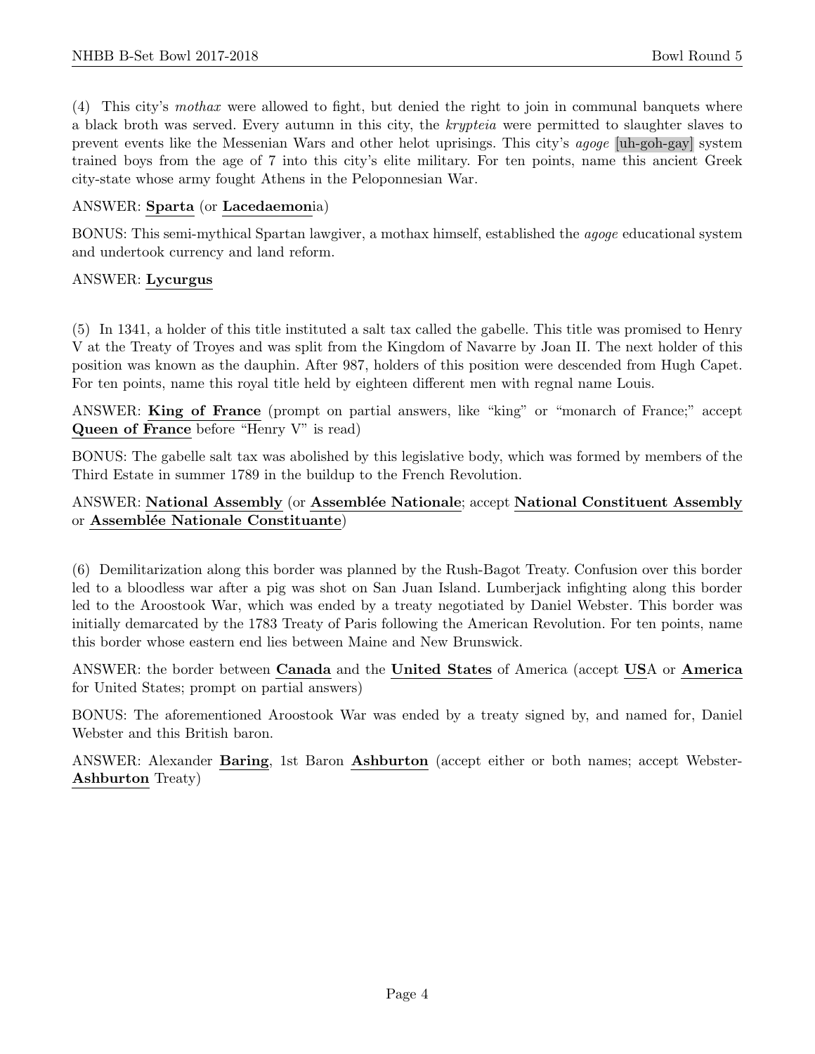(4) This city's *mothax* were allowed to fight, but denied the right to join in communal banquets where a black broth was served. Every autumn in this city, the *krypteia* were permitted to slaughter slaves to prevent events like the Messenian Wars and other helot uprisings. This city's *agoge* [uh-goh-gay] system trained boys from the age of 7 into this city's elite military. For ten points, name this ancient Greek city-state whose army fought Athens in the Peloponnesian War.

ANSWER: **Sparta** (or **Lacedaemon**ia)

BONUS: This semi-mythical Spartan lawgiver, a mothax himself, established the *agoge* educational system and undertook currency and land reform.

ANSWER: **Lycurgus**

(5) In 1341, a holder of this title instituted a salt tax called the gabelle. This title was promised to Henry V at the Treaty of Troyes and was split from the Kingdom of Navarre by Joan II. The next holder of this position was known as the dauphin. After 987, holders of this position were descended from Hugh Capet. For ten points, name this royal title held by eighteen different men with regnal name Louis.

ANSWER: **King of France** (prompt on partial answers, like "king" or "monarch of France;" accept **Queen of France** before "Henry V" is read)

BONUS: The gabelle salt tax was abolished by this legislative body, which was formed by members of the Third Estate in summer 1789 in the buildup to the French Revolution.

ANSWER: **National Assembly** (or **Assemblée Nationale**; accept **National Constituent Assembly** or **Assemblée Nationale Constituante**)

(6) Demilitarization along this border was planned by the Rush-Bagot Treaty. Confusion over this border led to a bloodless war after a pig was shot on San Juan Island. Lumberjack infighting along this border led to the Aroostook War, which was ended by a treaty negotiated by Daniel Webster. This border was initially demarcated by the 1783 Treaty of Paris following the American Revolution. For ten points, name this border whose eastern end lies between Maine and New Brunswick.

ANSWER: the border between **Canada** and the **United States** of America (accept **US**A or **America** for United States; prompt on partial answers)

BONUS: The aforementioned Aroostook War was ended by a treaty signed by, and named for, Daniel Webster and this British baron.

ANSWER: Alexander **Baring**, 1st Baron **Ashburton** (accept either or both names; accept Webster-**Ashburton** Treaty)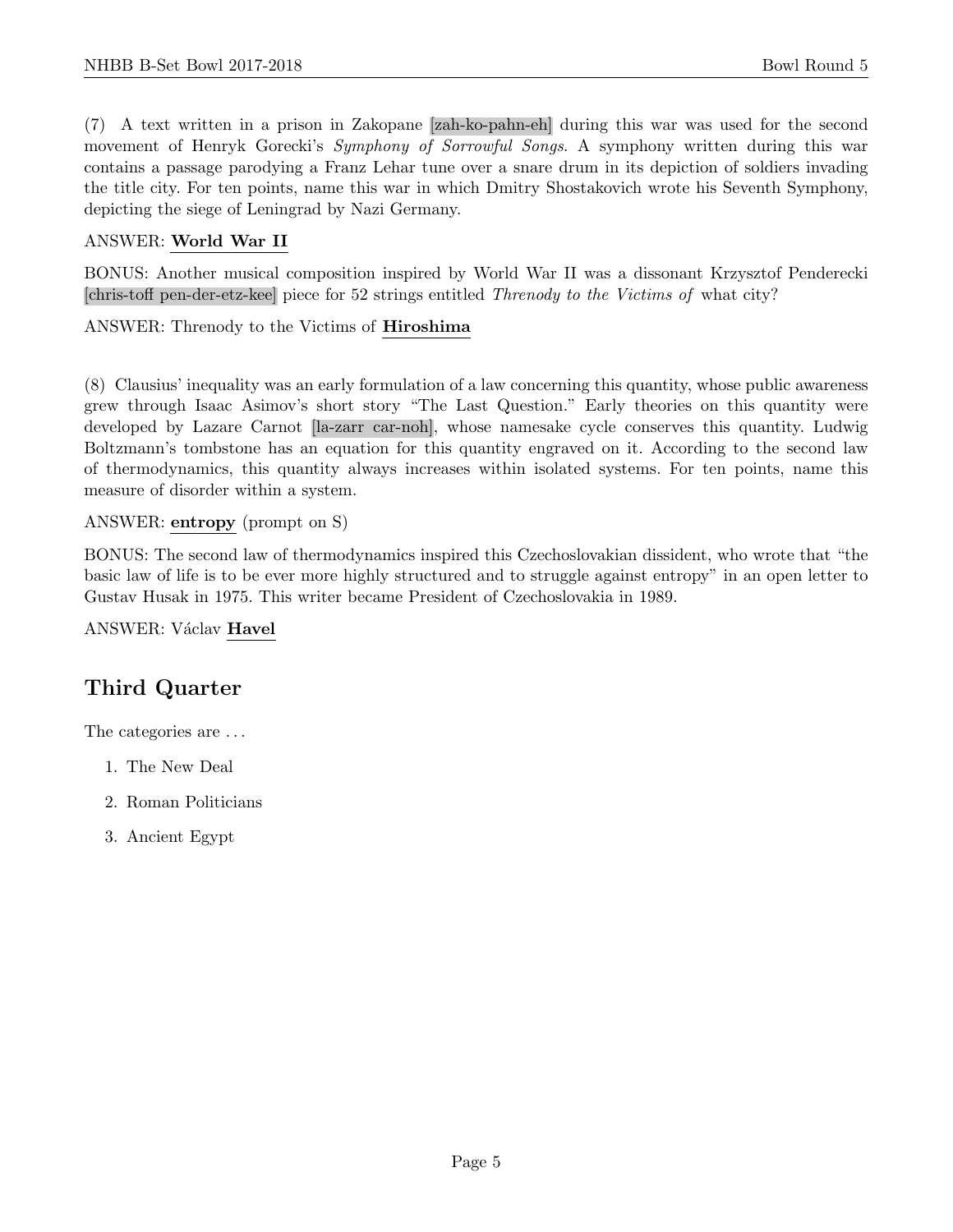(7) A text written in a prison in Zakopane [zah-ko-pahn-eh] during this war was used for the second movement of Henryk Gorecki's *Symphony of Sorrowful Songs*. A symphony written during this war contains a passage parodying a Franz Lehar tune over a snare drum in its depiction of soldiers invading the title city. For ten points, name this war in which Dmitry Shostakovich wrote his Seventh Symphony, depicting the siege of Leningrad by Nazi Germany.

ANSWER: **World War II**

BONUS: Another musical composition inspired by World War II was a dissonant Krzysztof Penderecki [chris-toff pen-der-etz-kee] piece for 52 strings entitled *Threnody to the Victims of* what city?

ANSWER: Threnody to the Victims of **Hiroshima**

(8) Clausius' inequality was an early formulation of a law concerning this quantity, whose public awareness grew through Isaac Asimov's short story "The Last Question." Early theories on this quantity were developed by Lazare Carnot [la-zarr car-noh], whose namesake cycle conserves this quantity. Ludwig Boltzmann's tombstone has an equation for this quantity engraved on it. According to the second law of thermodynamics, this quantity always increases within isolated systems. For ten points, name this measure of disorder within a system.

ANSWER: **entropy** (prompt on S)

BONUS: The second law of thermodynamics inspired this Czechoslovakian dissident, who wrote that "the basic law of life is to be ever more highly structured and to struggle against entropy" in an open letter to Gustav Husak in 1975. This writer became President of Czechoslovakia in 1989.

ANSWER: Václav **Havel**

## Third Quarter

The categories are ...

1. The New Deal
2. Roman Politicians
3. Ancient Egypt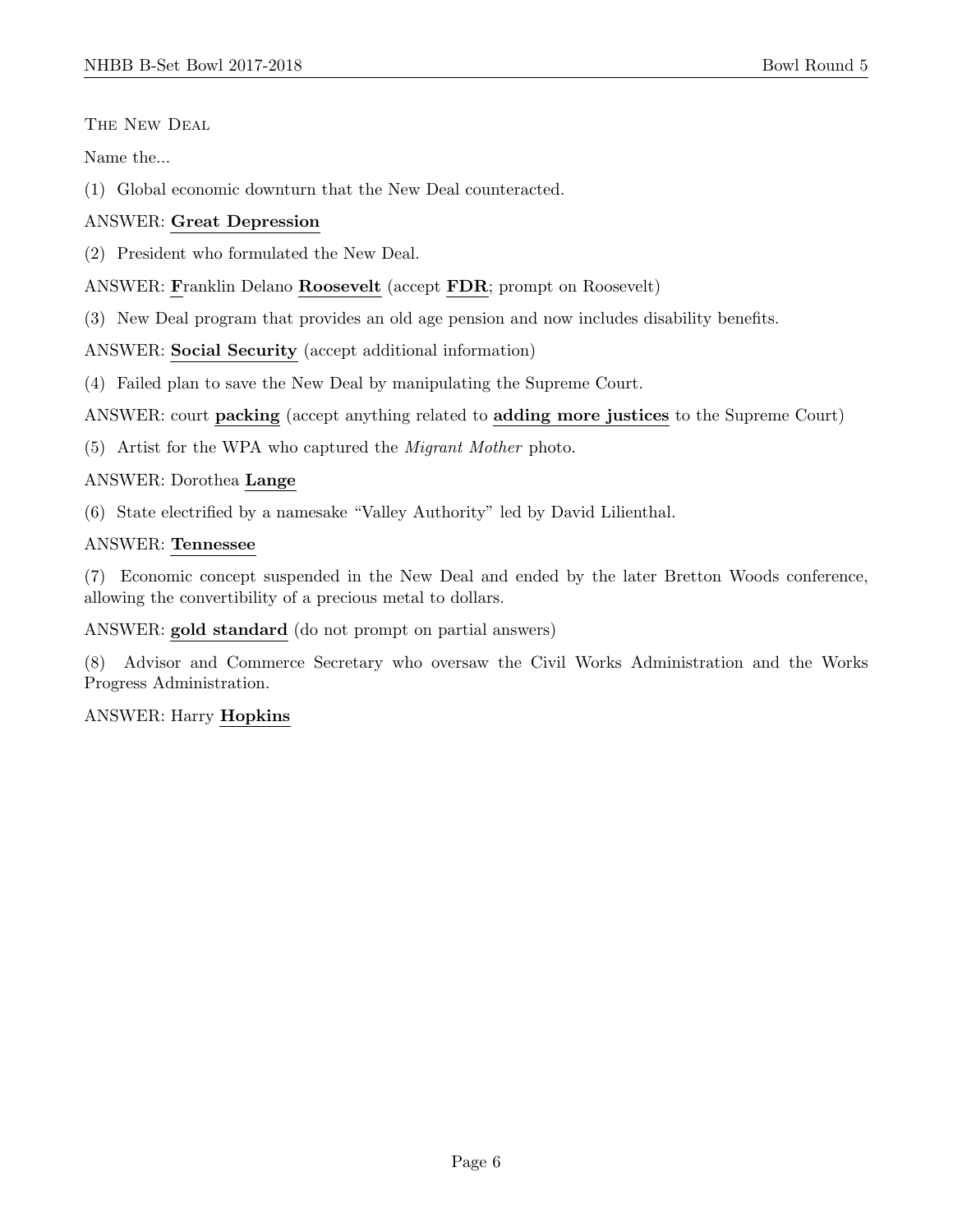The New Deal

Name the...

(1) Global economic downturn that the New Deal counteracted.

ANSWER: **Great Depression**

(2) President who formulated the New Deal.

ANSWER: **F**ranklin Delano **Roosevelt** (accept **FDR**; prompt on Roosevelt)

(3) New Deal program that provides an old age pension and now includes disability benefits.

ANSWER: **Social Security** (accept additional information)

(4) Failed plan to save the New Deal by manipulating the Supreme Court.

ANSWER: court **packing** (accept anything related to **adding more justices** to the Supreme Court)

(5) Artist for the WPA who captured the *Migrant Mother* photo.

ANSWER: Dorothea **Lange**

(6) State electrified by a namesake "Valley Authority" led by David Lilienthal.

ANSWER: **Tennessee**

(7) Economic concept suspended in the New Deal and ended by the later Bretton Woods conference, allowing the convertibility of a precious metal to dollars.

ANSWER: **gold standard** (do not prompt on partial answers)

(8) Advisor and Commerce Secretary who oversaw the Civil Works Administration and the Works Progress Administration.

ANSWER: Harry **Hopkins**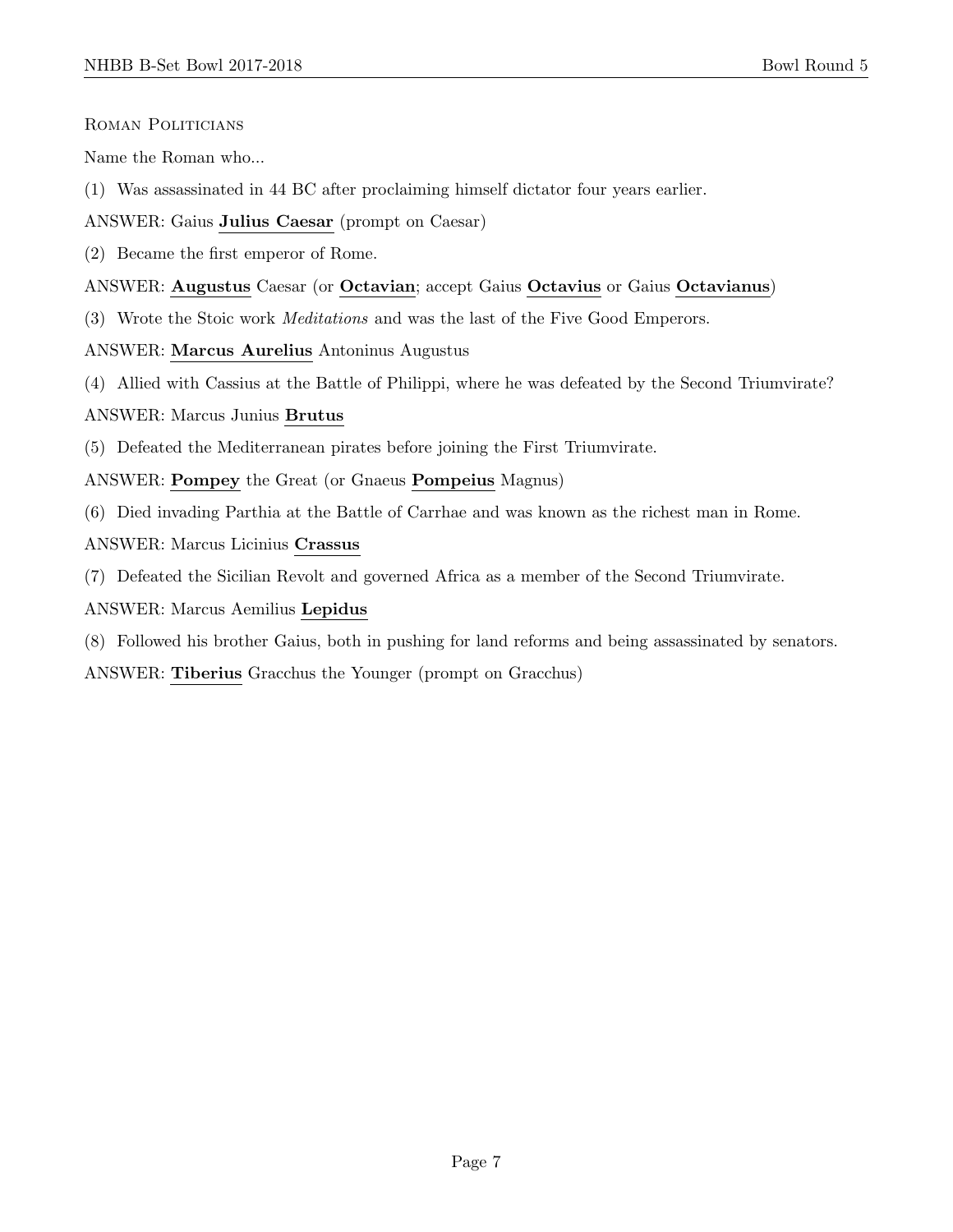Roman Politicians

Name the Roman who...

(1) Was assassinated in 44 BC after proclaiming himself dictator four years earlier.

ANSWER: Gaius **Julius Caesar** (prompt on Caesar)

(2) Became the first emperor of Rome.

ANSWER: **Augustus** Caesar (or **Octavian**; accept Gaius **Octavius** or Gaius **Octavianus**)

(3) Wrote the Stoic work *Meditations* and was the last of the Five Good Emperors.

ANSWER: **Marcus Aurelius** Antoninus Augustus

(4) Allied with Cassius at the Battle of Philippi, where he was defeated by the Second Triumvirate?

ANSWER: Marcus Junius **Brutus**

(5) Defeated the Mediterranean pirates before joining the First Triumvirate.

ANSWER: **Pompey** the Great (or Gnaeus **Pompeius** Magnus)

(6) Died invading Parthia at the Battle of Carrhae and was known as the richest man in Rome.

ANSWER: Marcus Licinius **Crassus**

(7) Defeated the Sicilian Revolt and governed Africa as a member of the Second Triumvirate.

ANSWER: Marcus Aemilius **Lepidus**

(8) Followed his brother Gaius, both in pushing for land reforms and being assassinated by senators.

ANSWER: **Tiberius** Gracchus the Younger (prompt on Gracchus)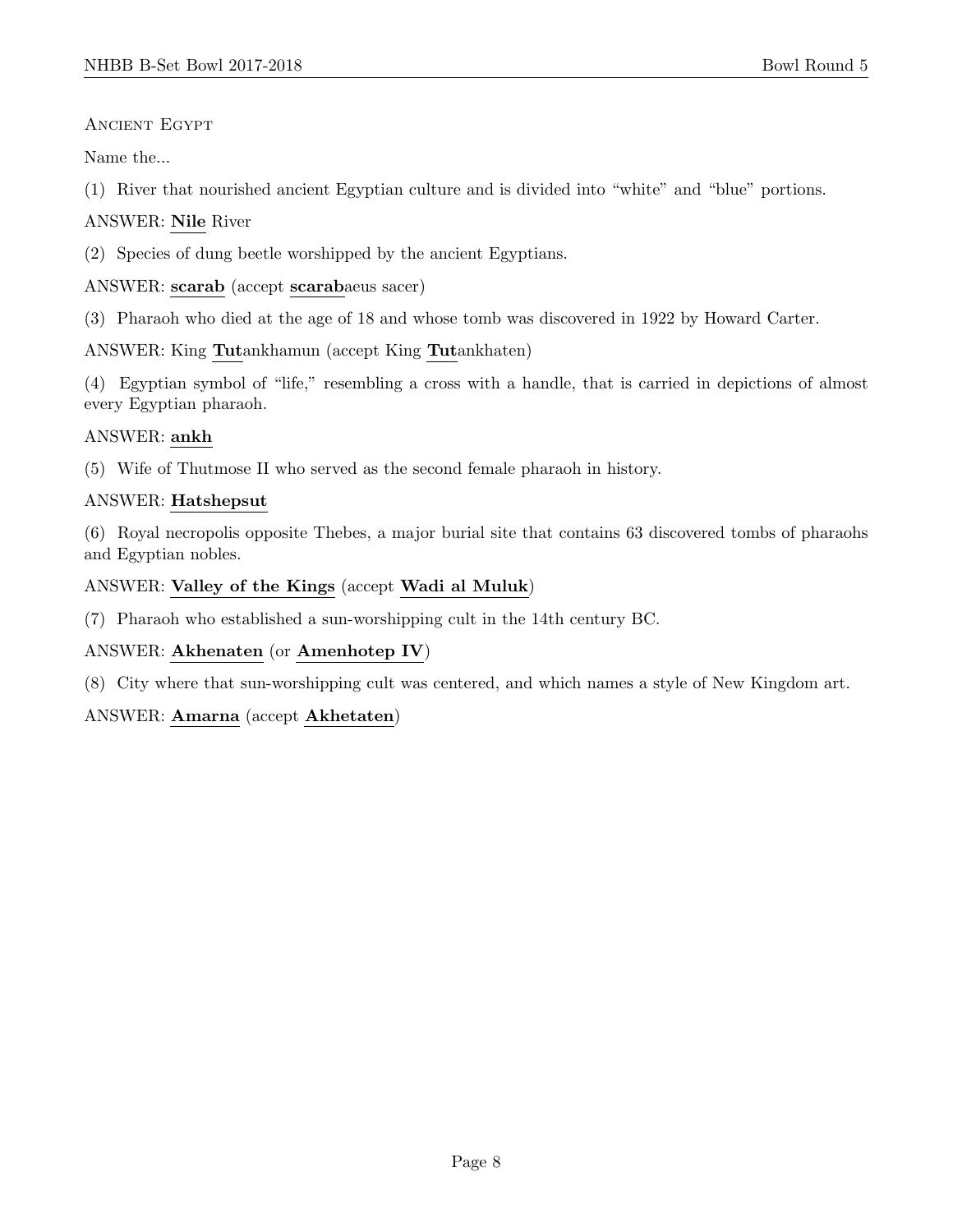Ancient Egypt

Name the...

(1) River that nourished ancient Egyptian culture and is divided into "white" and "blue" portions.

ANSWER: **Nile** River

(2) Species of dung beetle worshipped by the ancient Egyptians.

ANSWER: **scarab** (accept **scarab**aeus sacer)

(3) Pharaoh who died at the age of 18 and whose tomb was discovered in 1922 by Howard Carter.

ANSWER: King **Tut**ankhamun (accept King **Tut**ankhaten)

(4) Egyptian symbol of "life," resembling a cross with a handle, that is carried in depictions of almost every Egyptian pharaoh.

ANSWER: **ankh**

(5) Wife of Thutmose II who served as the second female pharaoh in history.

ANSWER: **Hatshepsut**

(6) Royal necropolis opposite Thebes, a major burial site that contains 63 discovered tombs of pharaohs and Egyptian nobles.

ANSWER: **Valley of the Kings** (accept **Wadi al Muluk**)

(7) Pharaoh who established a sun-worshipping cult in the 14th century BC.

ANSWER: **Akhenaten** (or **Amenhotep IV**)

(8) City where that sun-worshipping cult was centered, and which names a style of New Kingdom art.

ANSWER: **Amarna** (accept **Akhetaten**)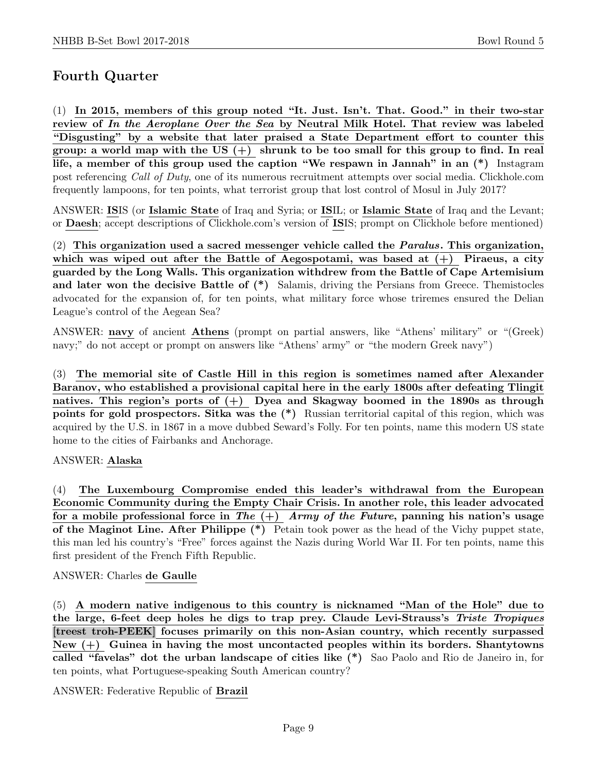## Fourth Quarter

(1) **In 2015, members of this group noted "It. Just. Isn't. That. Good." in their two-star review of *In the Aeroplane Over the Sea* by Neutral Milk Hotel. That review was labeled "Disgusting" by a website that later praised a State Department effort to counter this group: a world map with the US (+) shrunk to be too small for this group to find. In real life, a member of this group used the caption "We respawn in Jannah" in an (*)** Instagram post referencing *Call of Duty*, one of its numerous recruitment attempts over social media. Clickhole.com frequently lampoons, for ten points, what terrorist group that lost control of Mosul in July 2017?

ANSWER: **IS**IS (or **Islamic State** of Iraq and Syria; or **IS**IL; or **Islamic State** of Iraq and the Levant; or **Daesh**; accept descriptions of Clickhole.com's version of **IS**IS; prompt on Clickhole before mentioned)

(2) **This organization used a sacred messenger vehicle called the *Paralus*. This organization, which was wiped out after the Battle of Aegospotami, was based at (+) Piraeus, a city guarded by the Long Walls. This organization withdrew from the Battle of Cape Artemisium and later won the decisive Battle of (*)** Salamis, driving the Persians from Greece. Themistocles advocated for the expansion of, for ten points, what military force whose triremes ensured the Delian League's control of the Aegean Sea?

ANSWER: **navy** of ancient **Athens** (prompt on partial answers, like "Athens' military" or "(Greek) navy;" do not accept or prompt on answers like "Athens' army" or "the modern Greek navy")

(3) **The memorial site of Castle Hill in this region is sometimes named after Alexander Baranov, who established a provisional capital here in the early 1800s after defeating Tlingit natives. This region's ports of (+) Dyea and Skagway boomed in the 1890s as through points for gold prospectors. Sitka was the (*)** Russian territorial capital of this region, which was acquired by the U.S. in 1867 in a move dubbed Seward's Folly. For ten points, name this modern US state home to the cities of Fairbanks and Anchorage.

ANSWER: **Alaska**

(4) **The Luxembourg Compromise ended this leader's withdrawal from the European Economic Community during the Empty Chair Crisis. In another role, this leader advocated for a mobile professional force in *The* (+) *Army of the Future*, panning his nation's usage of the Maginot Line. After Philippe (*)** Petain took power as the head of the Vichy puppet state, this man led his country's "Free" forces against the Nazis during World War II. For ten points, name this first president of the French Fifth Republic.

ANSWER: Charles **de Gaulle**

(5) **A modern native indigenous to this country is nicknamed "Man of the Hole" due to the large, 6-feet deep holes he digs to trap prey. Claude Levi-Strauss's *Triste Tropiques* [treest troh-PEEK] focuses primarily on this non-Asian country, which recently surpassed New (+) Guinea in having the most uncontacted peoples within its borders. Shantytowns called "favelas" dot the urban landscape of cities like (*)** Sao Paolo and Rio de Janeiro in, for ten points, what Portuguese-speaking South American country?

ANSWER: Federative Republic of **Brazil**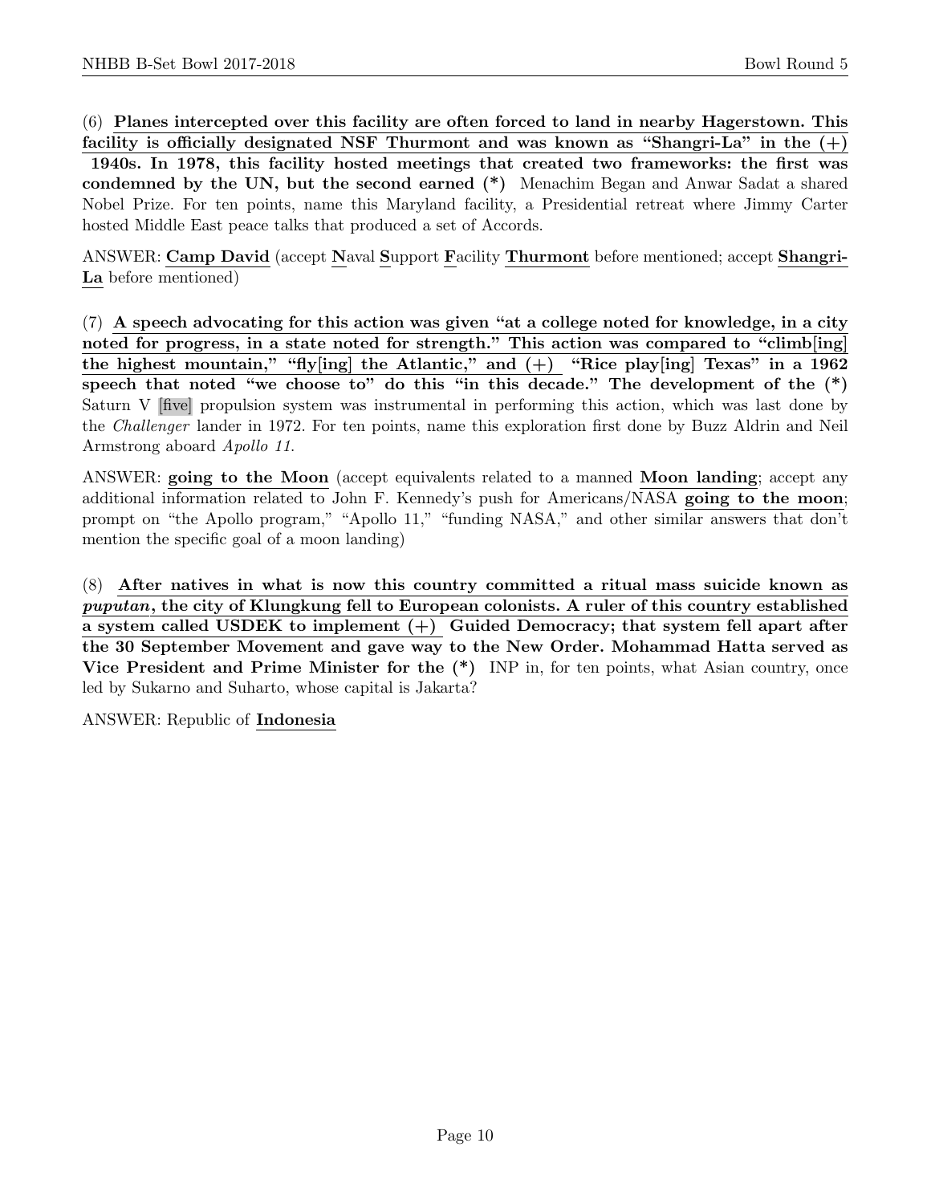(6) **Planes intercepted over this facility are often forced to land in nearby Hagerstown. This facility is officially designated NSF Thurmont and was known as "Shangri-La" in the (+) 1940s. In 1978, this facility hosted meetings that created two frameworks: the first was condemned by the UN, but the second earned (*)** Menachim Began and Anwar Sadat a shared Nobel Prize. For ten points, name this Maryland facility, a Presidential retreat where Jimmy Carter hosted Middle East peace talks that produced a set of Accords.

ANSWER: **Camp David** (accept **N**aval **S**upport **F**acility **Thurmont** before mentioned; accept **Shangri-La** before mentioned)

(7) **A speech advocating for this action was given "at a college noted for knowledge, in a city noted for progress, in a state noted for strength." This action was compared to "climb[ing] the highest mountain," "fly[ing] the Atlantic," and (+) "Rice play[ing] Texas" in a 1962 speech that noted "we choose to" do this "in this decade." The development of the (*)** Saturn V [five] propulsion system was instrumental in performing this action, which was last done by the *Challenger* lander in 1972. For ten points, name this exploration first done by Buzz Aldrin and Neil Armstrong aboard *Apollo 11*.

ANSWER: **going to the Moon** (accept equivalents related to a manned **Moon landing**; accept any additional information related to John F. Kennedy's push for Americans/NASA **going to the moon**; prompt on "the Apollo program," "Apollo 11," "funding NASA," and other similar answers that don't mention the specific goal of a moon landing)

(8) **After natives in what is now this country committed a ritual mass suicide known as *puputan*, the city of Klungkung fell to European colonists. A ruler of this country established a system called USDEK to implement (+) Guided Democracy; that system fell apart after the 30 September Movement and gave way to the New Order. Mohammad Hatta served as Vice President and Prime Minister for the (*)** INP in, for ten points, what Asian country, once led by Sukarno and Suharto, whose capital is Jakarta?

ANSWER: Republic of **Indonesia**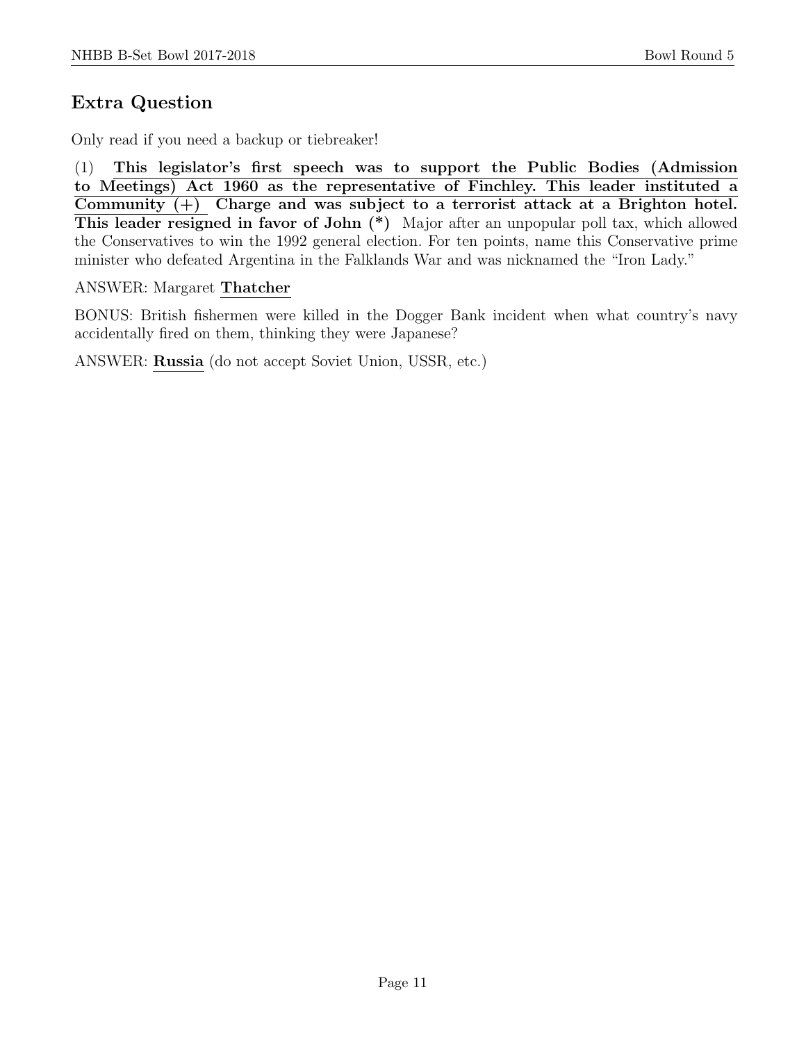## Extra Question

Only read if you need a backup or tiebreaker!

(1) **This legislator's first speech was to support the Public Bodies (Admission to Meetings) Act 1960 as the representative of Finchley. This leader instituted a Community (+) Charge and was subject to a terrorist attack at a Brighton hotel. This leader resigned in favor of John (*)** Major after an unpopular poll tax, which allowed the Conservatives to win the 1992 general election. For ten points, name this Conservative prime minister who defeated Argentina in the Falklands War and was nicknamed the "Iron Lady."

ANSWER: Margaret **Thatcher**

BONUS: British fishermen were killed in the Dogger Bank incident when what country's navy accidentally fired on them, thinking they were Japanese?

ANSWER: **Russia** (do not accept Soviet Union, USSR, etc.)